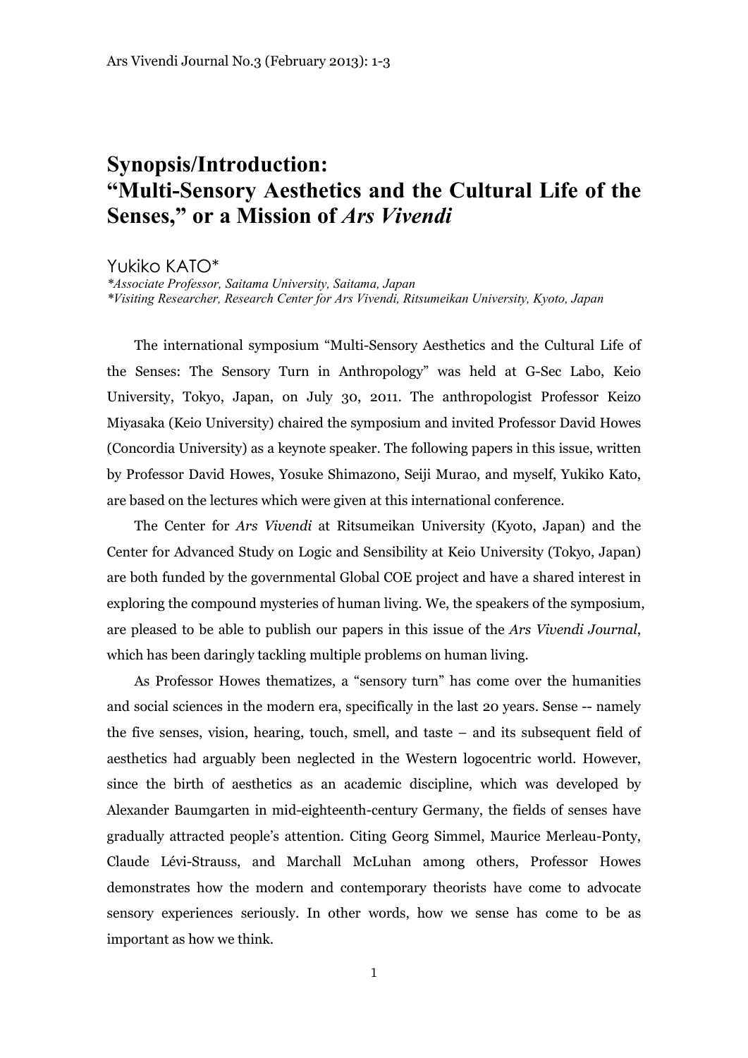# Synopsis/Introduction: "Multi-Sensory Aesthetics and the Cultural Life of the Senses," or a Mission of *Ars Vivendi*

Yukiko KATO*

*\*Associate Professor, Saitama University, Saitama, Japan*
*\*Visiting Researcher, Research Center for Ars Vivendi, Ritsumeikan University, Kyoto, Japan*

The international symposium "Multi-Sensory Aesthetics and the Cultural Life of the Senses: The Sensory Turn in Anthropology" was held at G-Sec Labo, Keio University, Tokyo, Japan, on July 30, 2011. The anthropologist Professor Keizo Miyasaka (Keio University) chaired the symposium and invited Professor David Howes (Concordia University) as a keynote speaker. The following papers in this issue, written by Professor David Howes, Yosuke Shimazono, Seiji Murao, and myself, Yukiko Kato, are based on the lectures which were given at this international conference.

The Center for *Ars Vivendi* at Ritsumeikan University (Kyoto, Japan) and the Center for Advanced Study on Logic and Sensibility at Keio University (Tokyo, Japan) are both funded by the governmental Global COE project and have a shared interest in exploring the compound mysteries of human living. We, the speakers of the symposium, are pleased to be able to publish our papers in this issue of the *Ars Vivendi Journal*, which has been daringly tackling multiple problems on human living.

As Professor Howes thematizes, a "sensory turn" has come over the humanities and social sciences in the modern era, specifically in the last 20 years. Sense -- namely the five senses, vision, hearing, touch, smell, and taste – and its subsequent field of aesthetics had arguably been neglected in the Western logocentric world. However, since the birth of aesthetics as an academic discipline, which was developed by Alexander Baumgarten in mid-eighteenth-century Germany, the fields of senses have gradually attracted people's attention. Citing Georg Simmel, Maurice Merleau-Ponty, Claude Lévi-Strauss, and Marchall McLuhan among others, Professor Howes demonstrates how the modern and contemporary theorists have come to advocate sensory experiences seriously. In other words, how we sense has come to be as important as how we think.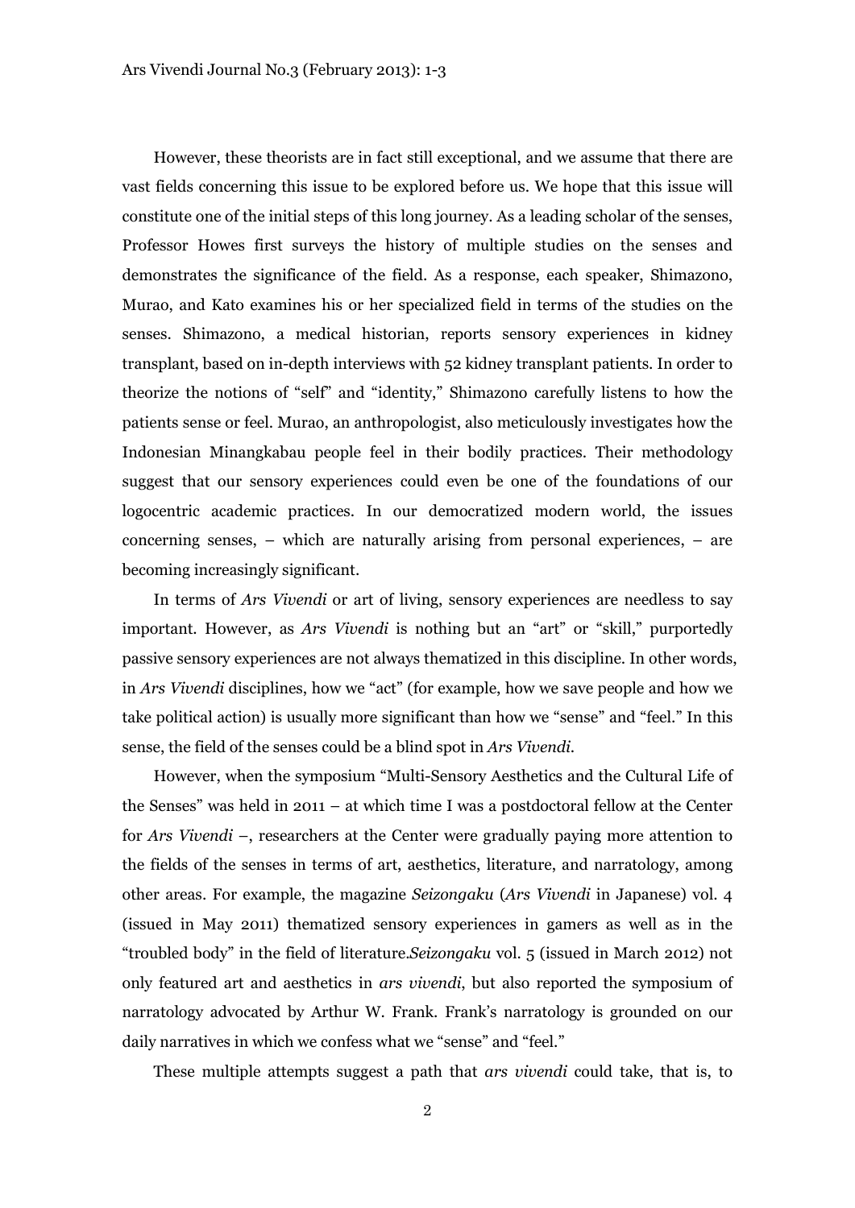However, these theorists are in fact still exceptional, and we assume that there are vast fields concerning this issue to be explored before us. We hope that this issue will constitute one of the initial steps of this long journey. As a leading scholar of the senses, Professor Howes first surveys the history of multiple studies on the senses and demonstrates the significance of the field. As a response, each speaker, Shimazono, Murao, and Kato examines his or her specialized field in terms of the studies on the senses. Shimazono, a medical historian, reports sensory experiences in kidney transplant, based on in-depth interviews with 52 kidney transplant patients. In order to theorize the notions of "self" and "identity," Shimazono carefully listens to how the patients sense or feel. Murao, an anthropologist, also meticulously investigates how the Indonesian Minangkabau people feel in their bodily practices. Their methodology suggest that our sensory experiences could even be one of the foundations of our logocentric academic practices. In our democratized modern world, the issues concerning senses, – which are naturally arising from personal experiences, – are becoming increasingly significant.

In terms of *Ars Vivendi* or art of living, sensory experiences are needless to say important. However, as *Ars Vivendi* is nothing but an "art" or "skill," purportedly passive sensory experiences are not always thematized in this discipline. In other words, in *Ars Vivendi* disciplines, how we "act" (for example, how we save people and how we take political action) is usually more significant than how we "sense" and "feel." In this sense, the field of the senses could be a blind spot in *Ars Vivendi*.

However, when the symposium "Multi-Sensory Aesthetics and the Cultural Life of the Senses" was held in 2011 – at which time I was a postdoctoral fellow at the Center for *Ars Vivendi* –, researchers at the Center were gradually paying more attention to the fields of the senses in terms of art, aesthetics, literature, and narratology, among other areas. For example, the magazine *Seizongaku* (*Ars Vivendi* in Japanese) vol. 4 (issued in May 2011) thematized sensory experiences in gamers as well as in the "troubled body" in the field of literature.*Seizongaku* vol. 5 (issued in March 2012) not only featured art and aesthetics in *ars vivendi*, but also reported the symposium of narratology advocated by Arthur W. Frank. Frank's narratology is grounded on our daily narratives in which we confess what we "sense" and "feel."

These multiple attempts suggest a path that *ars vivendi* could take, that is, to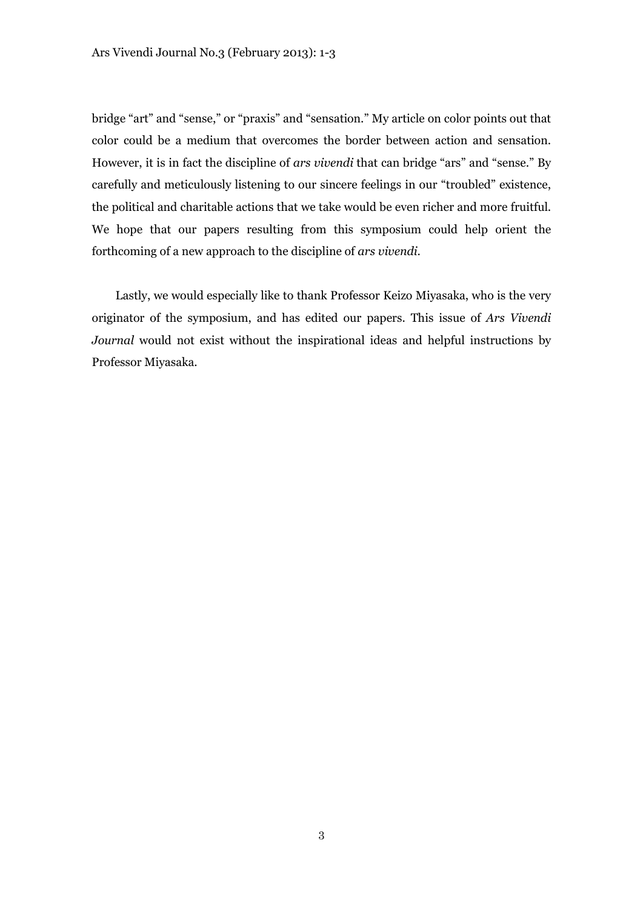bridge "art" and "sense," or "praxis" and "sensation." My article on color points out that color could be a medium that overcomes the border between action and sensation. However, it is in fact the discipline of *ars vivendi* that can bridge "ars" and "sense." By carefully and meticulously listening to our sincere feelings in our "troubled" existence, the political and charitable actions that we take would be even richer and more fruitful. We hope that our papers resulting from this symposium could help orient the forthcoming of a new approach to the discipline of *ars vivendi*.

Lastly, we would especially like to thank Professor Keizo Miyasaka, who is the very originator of the symposium, and has edited our papers. This issue of *Ars Vivendi Journal* would not exist without the inspirational ideas and helpful instructions by Professor Miyasaka.